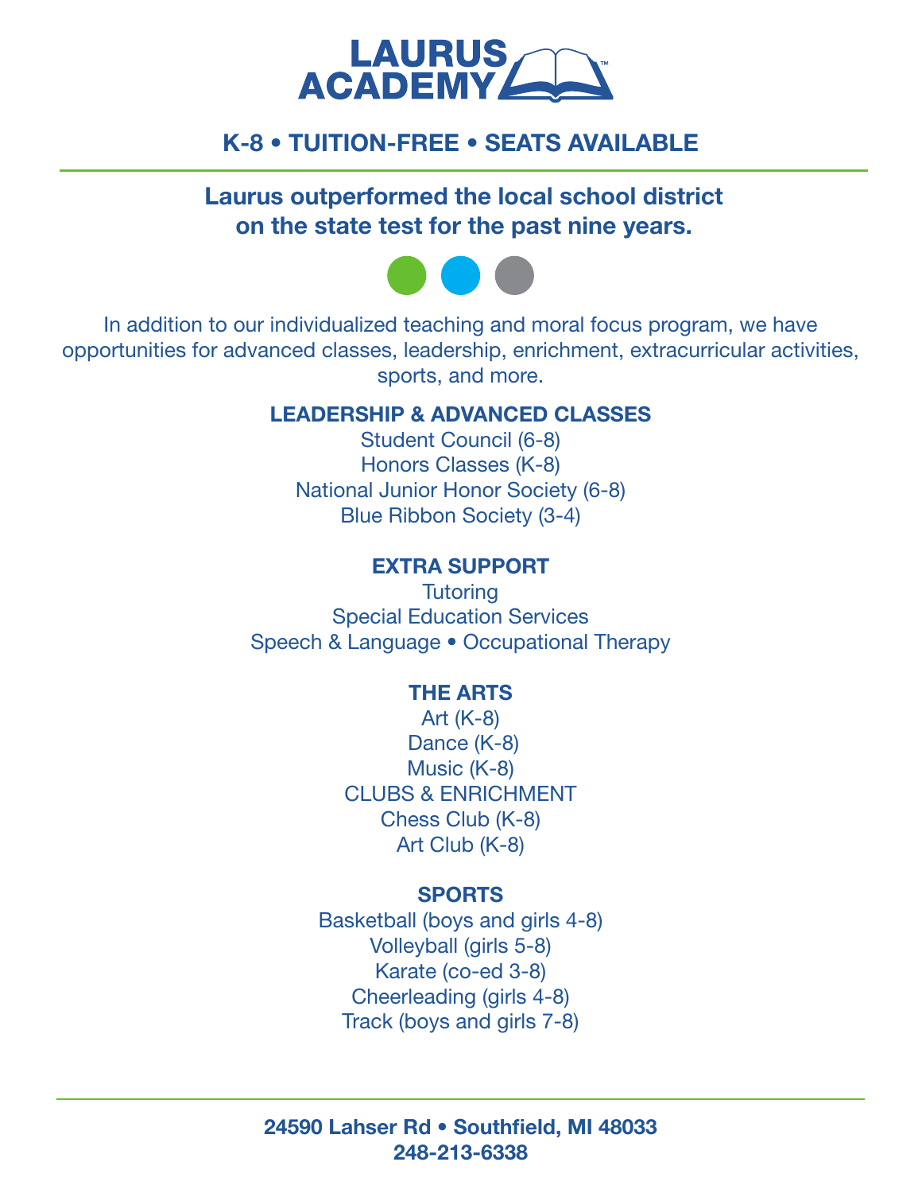# LAURUS ACADEMY

## K-8 • TUITION-FREE • SEATS AVAILABLE

**Laurus outperformed the local school district on the state test for the past nine years.**

In addition to our individualized teaching and moral focus program, we have opportunities for advanced classes, leadership, enrichment, extracurricular activities, sports, and more.

### LEADERSHIP & ADVANCED CLASSES

Student Council (6-8)
Honors Classes (K-8)
National Junior Honor Society (6-8)
Blue Ribbon Society (3-4)

### EXTRA SUPPORT

Tutoring
Special Education Services
Speech & Language • Occupational Therapy

### THE ARTS

Art (K-8)
Dance (K-8)
Music (K-8)
CLUBS & ENRICHMENT
Chess Club (K-8)
Art Club (K-8)

### SPORTS

Basketball (boys and girls 4-8)
Volleyball (girls 5-8)
Karate (co-ed 3-8)
Cheerleading (girls 4-8)
Track (boys and girls 7-8)

**24590 Lahser Rd • Southfield, MI 48033**
**248-213-6338**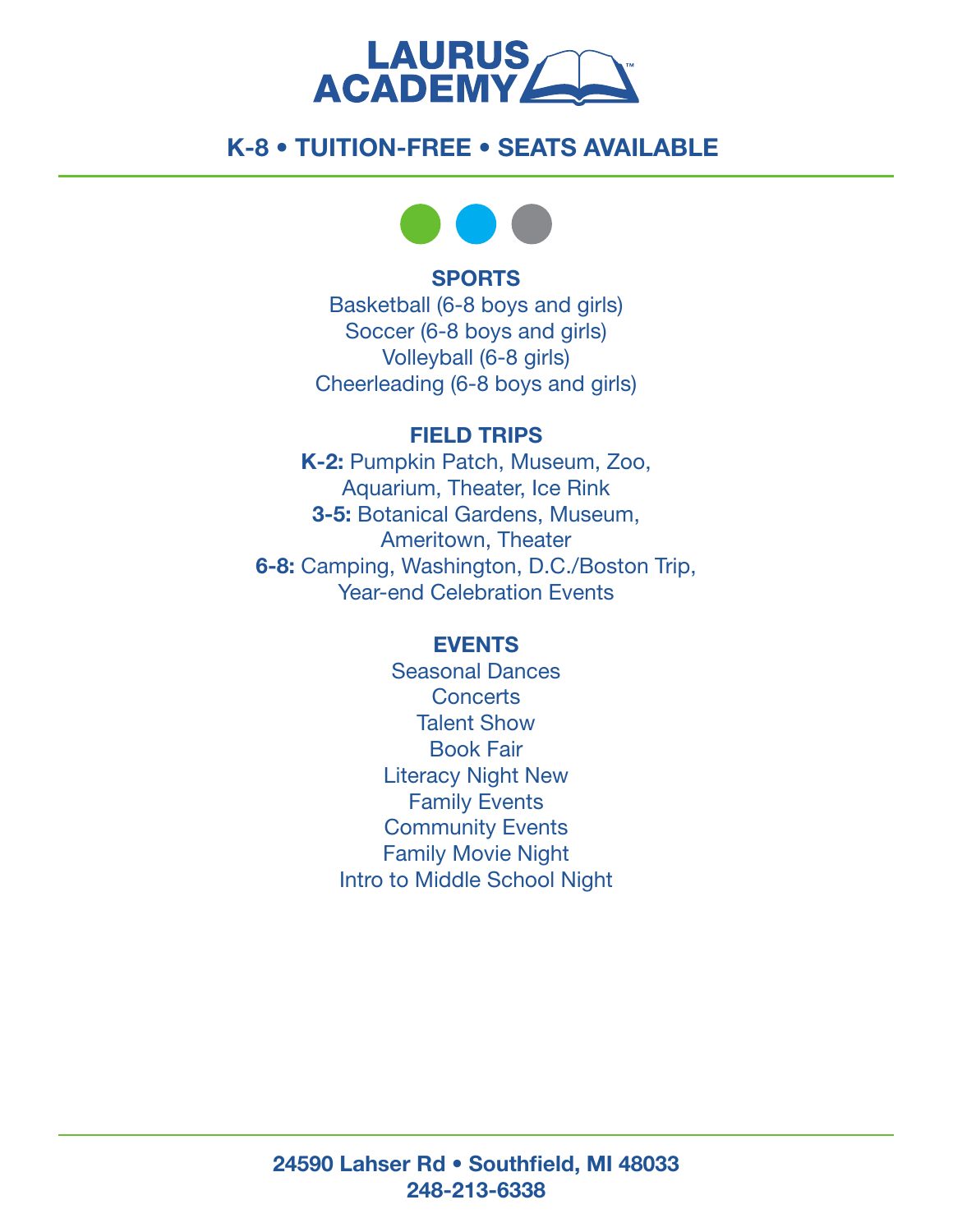# LAUREUS ACADEMY

**K-8 • TUITION-FREE • SEATS AVAILABLE**

## SPORTS

Basketball (6-8 boys and girls)
Soccer (6-8 boys and girls)
Volleyball (6-8 girls)
Cheerleading (6-8 boys and girls)

## FIELD TRIPS

**K-2:** Pumpkin Patch, Museum, Zoo, Aquarium, Theater, Ice Rink
**3-5:** Botanical Gardens, Museum, Ameritown, Theater
**6-8:** Camping, Washington, D.C./Boston Trip, Year-end Celebration Events

## EVENTS

Seasonal Dances
Concerts
Talent Show
Book Fair
Literacy Night New
Family Events
Community Events
Family Movie Night
Intro to Middle School Night

**24590 Lahser Rd • Southfield, MI 48033**
**248-213-6338**